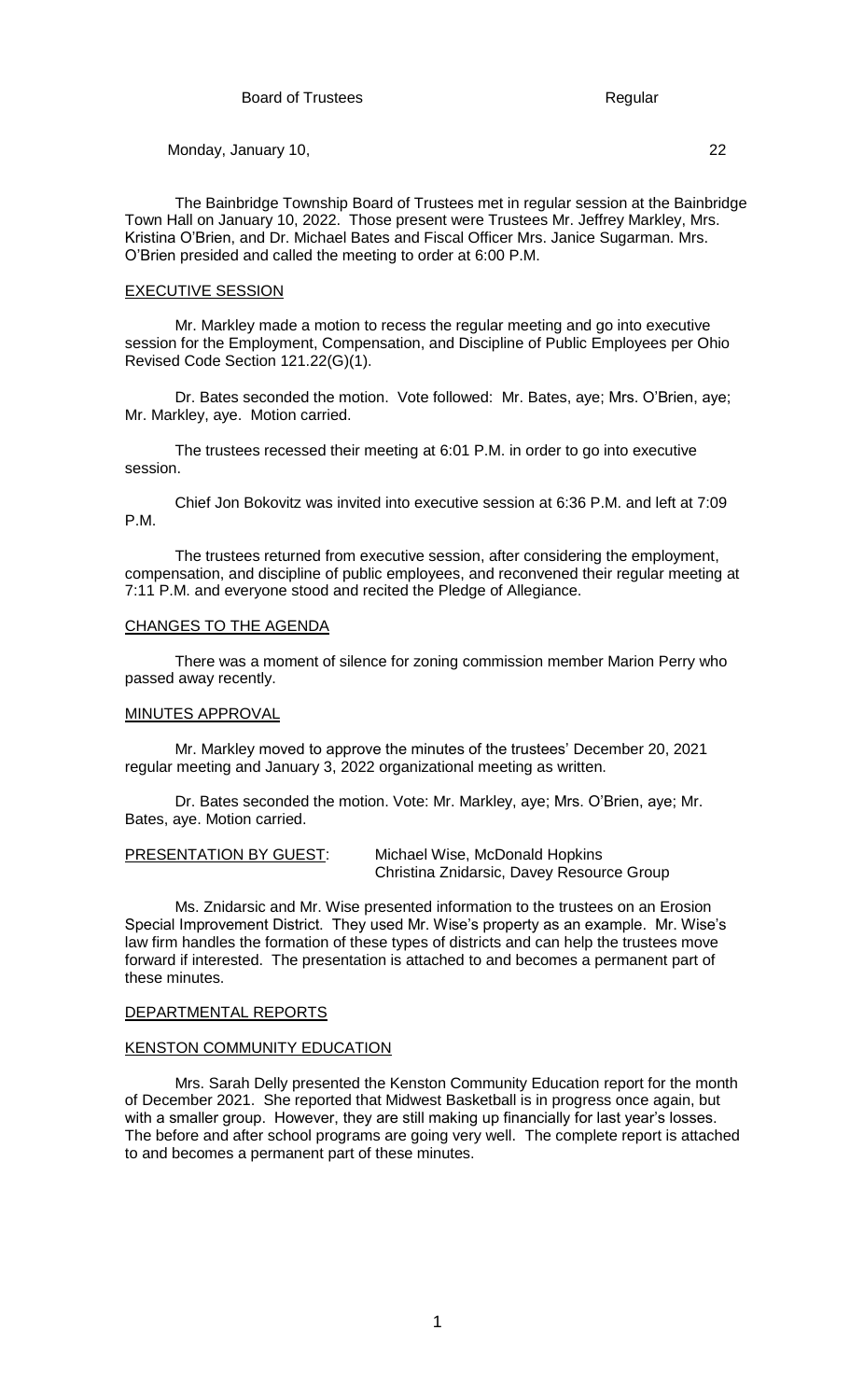Board of Trustees Regular

Monday, January 10, 22

The Bainbridge Township Board of Trustees met in regular session at the Bainbridge Town Hall on January 10, 2022. Those present were Trustees Mr. Jeffrey Markley, Mrs. Kristina O'Brien, and Dr. Michael Bates and Fiscal Officer Mrs. Janice Sugarman. Mrs. O'Brien presided and called the meeting to order at 6:00 P.M.

## EXECUTIVE SESSION

Mr. Markley made a motion to recess the regular meeting and go into executive session for the Employment, Compensation, and Discipline of Public Employees per Ohio Revised Code Section 121.22(G)(1).

Dr. Bates seconded the motion. Vote followed: Mr. Bates, aye; Mrs. O'Brien, aye; Mr. Markley, aye. Motion carried.

The trustees recessed their meeting at 6:01 P.M. in order to go into executive session.

Chief Jon Bokovitz was invited into executive session at 6:36 P.M. and left at 7:09 P.M.

The trustees returned from executive session, after considering the employment, compensation, and discipline of public employees, and reconvened their regular meeting at 7:11 P.M. and everyone stood and recited the Pledge of Allegiance.

## CHANGES TO THE AGENDA

There was a moment of silence for zoning commission member Marion Perry who passed away recently.

## MINUTES APPROVAL

Mr. Markley moved to approve the minutes of the trustees' December 20, 2021 regular meeting and January 3, 2022 organizational meeting as written.

Dr. Bates seconded the motion. Vote: Mr. Markley, aye; Mrs. O'Brien, aye; Mr. Bates, aye. Motion carried.

## PRESENTATION BY GUEST:

Michael Wise, McDonald Hopkins
Christina Znidarsic, Davey Resource Group

Ms. Znidarsic and Mr. Wise presented information to the trustees on an Erosion Special Improvement District. They used Mr. Wise's property as an example. Mr. Wise's law firm handles the formation of these types of districts and can help the trustees move forward if interested. The presentation is attached to and becomes a permanent part of these minutes.

## DEPARTMENTAL REPORTS

## KENSTON COMMUNITY EDUCATION

Mrs. Sarah Delly presented the Kenston Community Education report for the month of December 2021. She reported that Midwest Basketball is in progress once again, but with a smaller group. However, they are still making up financially for last year's losses. The before and after school programs are going very well. The complete report is attached to and becomes a permanent part of these minutes.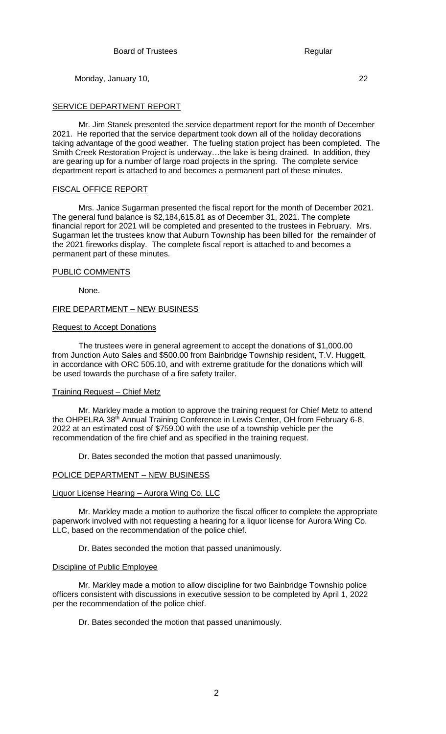SERVICE DEPARTMENT REPORT

Mr. Jim Stanek presented the service department report for the month of December 2021. He reported that the service department took down all of the holiday decorations taking advantage of the good weather. The fueling station project has been completed. The Smith Creek Restoration Project is underway…the lake is being drained. In addition, they are gearing up for a number of large road projects in the spring. The complete service department report is attached to and becomes a permanent part of these minutes.

FISCAL OFFICE REPORT

Mrs. Janice Sugarman presented the fiscal report for the month of December 2021. The general fund balance is $2,184,615.81 as of December 31, 2021. The complete financial report for 2021 will be completed and presented to the trustees in February. Mrs. Sugarman let the trustees know that Auburn Township has been billed for the remainder of the 2021 fireworks display. The complete fiscal report is attached to and becomes a permanent part of these minutes.

PUBLIC COMMENTS

None.

FIRE DEPARTMENT – NEW BUSINESS

Request to Accept Donations

The trustees were in general agreement to accept the donations of $1,000.00 from Junction Auto Sales and $500.00 from Bainbridge Township resident, T.V. Huggett, in accordance with ORC 505.10, and with extreme gratitude for the donations which will be used towards the purchase of a fire safety trailer.

Training Request – Chief Metz

Mr. Markley made a motion to approve the training request for Chief Metz to attend the OHPELRA 38th Annual Training Conference in Lewis Center, OH from February 6-8, 2022 at an estimated cost of $759.00 with the use of a township vehicle per the recommendation of the fire chief and as specified in the training request.

Dr. Bates seconded the motion that passed unanimously.

POLICE DEPARTMENT – NEW BUSINESS

Liquor License Hearing – Aurora Wing Co. LLC

Mr. Markley made a motion to authorize the fiscal officer to complete the appropriate paperwork involved with not requesting a hearing for a liquor license for Aurora Wing Co. LLC, based on the recommendation of the police chief.

Dr. Bates seconded the motion that passed unanimously.

Discipline of Public Employee

Mr. Markley made a motion to allow discipline for two Bainbridge Township police officers consistent with discussions in executive session to be completed by April 1, 2022 per the recommendation of the police chief.

Dr. Bates seconded the motion that passed unanimously.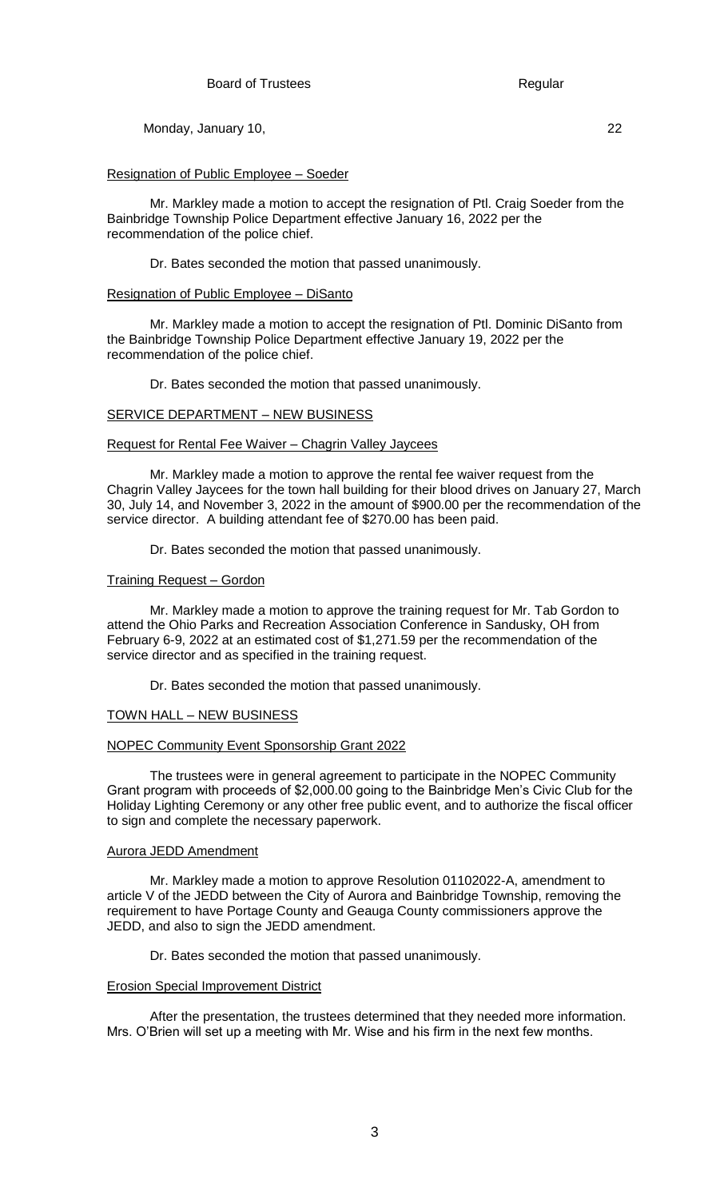### Resignation of Public Employee – Soeder

Mr. Markley made a motion to accept the resignation of Ptl. Craig Soeder from the Bainbridge Township Police Department effective January 16, 2022 per the recommendation of the police chief.

Dr. Bates seconded the motion that passed unanimously.

### Resignation of Public Employee – DiSanto

Mr. Markley made a motion to accept the resignation of Ptl. Dominic DiSanto from the Bainbridge Township Police Department effective January 19, 2022 per the recommendation of the police chief.

Dr. Bates seconded the motion that passed unanimously.

## SERVICE DEPARTMENT – NEW BUSINESS

### Request for Rental Fee Waiver – Chagrin Valley Jaycees

Mr. Markley made a motion to approve the rental fee waiver request from the Chagrin Valley Jaycees for the town hall building for their blood drives on January 27, March 30, July 14, and November 3, 2022 in the amount of $900.00 per the recommendation of the service director. A building attendant fee of $270.00 has been paid.

Dr. Bates seconded the motion that passed unanimously.

### Training Request – Gordon

Mr. Markley made a motion to approve the training request for Mr. Tab Gordon to attend the Ohio Parks and Recreation Association Conference in Sandusky, OH from February 6-9, 2022 at an estimated cost of $1,271.59 per the recommendation of the service director and as specified in the training request.

Dr. Bates seconded the motion that passed unanimously.

## TOWN HALL – NEW BUSINESS

### NOPEC Community Event Sponsorship Grant 2022

The trustees were in general agreement to participate in the NOPEC Community Grant program with proceeds of $2,000.00 going to the Bainbridge Men's Civic Club for the Holiday Lighting Ceremony or any other free public event, and to authorize the fiscal officer to sign and complete the necessary paperwork.

### Aurora JEDD Amendment

Mr. Markley made a motion to approve Resolution 01102022-A, amendment to article V of the JEDD between the City of Aurora and Bainbridge Township, removing the requirement to have Portage County and Geauga County commissioners approve the JEDD, and also to sign the JEDD amendment.

Dr. Bates seconded the motion that passed unanimously.

### Erosion Special Improvement District

After the presentation, the trustees determined that they needed more information. Mrs. O'Brien will set up a meeting with Mr. Wise and his firm in the next few months.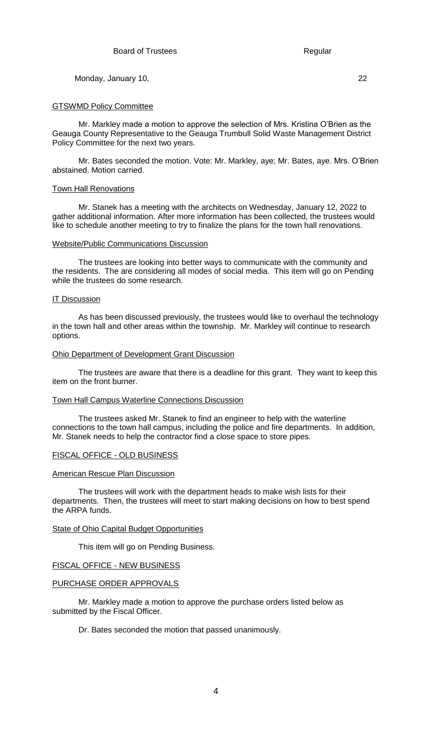GTSWMD Policy Committee

Mr. Markley made a motion to approve the selection of Mrs. Kristina O'Brien as the Geauga County Representative to the Geauga Trumbull Solid Waste Management District Policy Committee for the next two years.

Mr. Bates seconded the motion. Vote: Mr. Markley, aye; Mr. Bates, aye. Mrs. O'Brien abstained. Motion carried.

Town Hall Renovations

Mr. Stanek has a meeting with the architects on Wednesday, January 12, 2022 to gather additional information. After more information has been collected, the trustees would like to schedule another meeting to try to finalize the plans for the town hall renovations.

Website/Public Communications Discussion

The trustees are looking into better ways to communicate with the community and the residents. The are considering all modes of social media. This item will go on Pending while the trustees do some research.

IT Discussion

As has been discussed previously, the trustees would like to overhaul the technology in the town hall and other areas within the township. Mr. Markley will continue to research options.

Ohio Department of Development Grant Discussion

The trustees are aware that there is a deadline for this grant. They want to keep this item on the front burner.

Town Hall Campus Waterline Connections Discussion

The trustees asked Mr. Stanek to find an engineer to help with the waterline connections to the town hall campus, including the police and fire departments. In addition, Mr. Stanek needs to help the contractor find a close space to store pipes.

FISCAL OFFICE - OLD BUSINESS

American Rescue Plan Discussion

The trustees will work with the department heads to make wish lists for their departments. Then, the trustees will meet to start making decisions on how to best spend the ARPA funds.

State of Ohio Capital Budget Opportunities

This item will go on Pending Business.

FISCAL OFFICE - NEW BUSINESS

PURCHASE ORDER APPROVALS

Mr. Markley made a motion to approve the purchase orders listed below as submitted by the Fiscal Officer.

Dr. Bates seconded the motion that passed unanimously.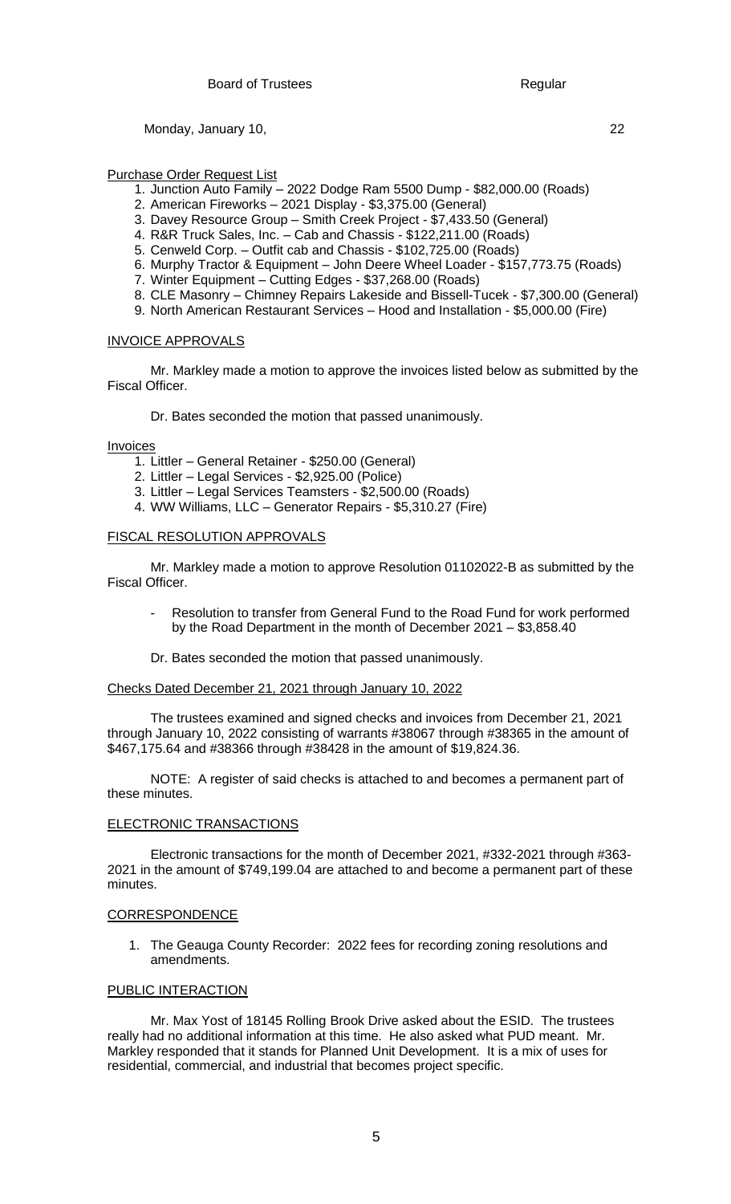Purchase Order Request List

1. Junction Auto Family – 2022 Dodge Ram 5500 Dump - $82,000.00 (Roads)
2. American Fireworks – 2021 Display - $3,375.00 (General)
3. Davey Resource Group – Smith Creek Project - $7,433.50 (General)
4. R&R Truck Sales, Inc. – Cab and Chassis - $122,211.00 (Roads)
5. Cenweld Corp. – Outfit cab and Chassis - $102,725.00 (Roads)
6. Murphy Tractor & Equipment – John Deere Wheel Loader - $157,773.75 (Roads)
7. Winter Equipment – Cutting Edges - $37,268.00 (Roads)
8. CLE Masonry – Chimney Repairs Lakeside and Bissell-Tucek - $7,300.00 (General)
9. North American Restaurant Services – Hood and Installation - $5,000.00 (Fire)

INVOICE APPROVALS

Mr. Markley made a motion to approve the invoices listed below as submitted by the Fiscal Officer.

Dr. Bates seconded the motion that passed unanimously.

Invoices

1. Littler – General Retainer - $250.00 (General)
2. Littler – Legal Services - $2,925.00 (Police)
3. Littler – Legal Services Teamsters - $2,500.00 (Roads)
4. WW Williams, LLC – Generator Repairs - $5,310.27 (Fire)

FISCAL RESOLUTION APPROVALS

Mr. Markley made a motion to approve Resolution 01102022-B as submitted by the Fiscal Officer.

- Resolution to transfer from General Fund to the Road Fund for work performed by the Road Department in the month of December 2021 – $3,858.40

Dr. Bates seconded the motion that passed unanimously.

Checks Dated December 21, 2021 through January 10, 2022

The trustees examined and signed checks and invoices from December 21, 2021 through January 10, 2022 consisting of warrants #38067 through #38365 in the amount of $467,175.64 and #38366 through #38428 in the amount of $19,824.36.

NOTE: A register of said checks is attached to and becomes a permanent part of these minutes.

ELECTRONIC TRANSACTIONS

Electronic transactions for the month of December 2021, #332-2021 through #363-2021 in the amount of $749,199.04 are attached to and become a permanent part of these minutes.

CORRESPONDENCE

1. The Geauga County Recorder: 2022 fees for recording zoning resolutions and amendments.

PUBLIC INTERACTION

Mr. Max Yost of 18145 Rolling Brook Drive asked about the ESID. The trustees really had no additional information at this time. He also asked what PUD meant. Mr. Markley responded that it stands for Planned Unit Development. It is a mix of uses for residential, commercial, and industrial that becomes project specific.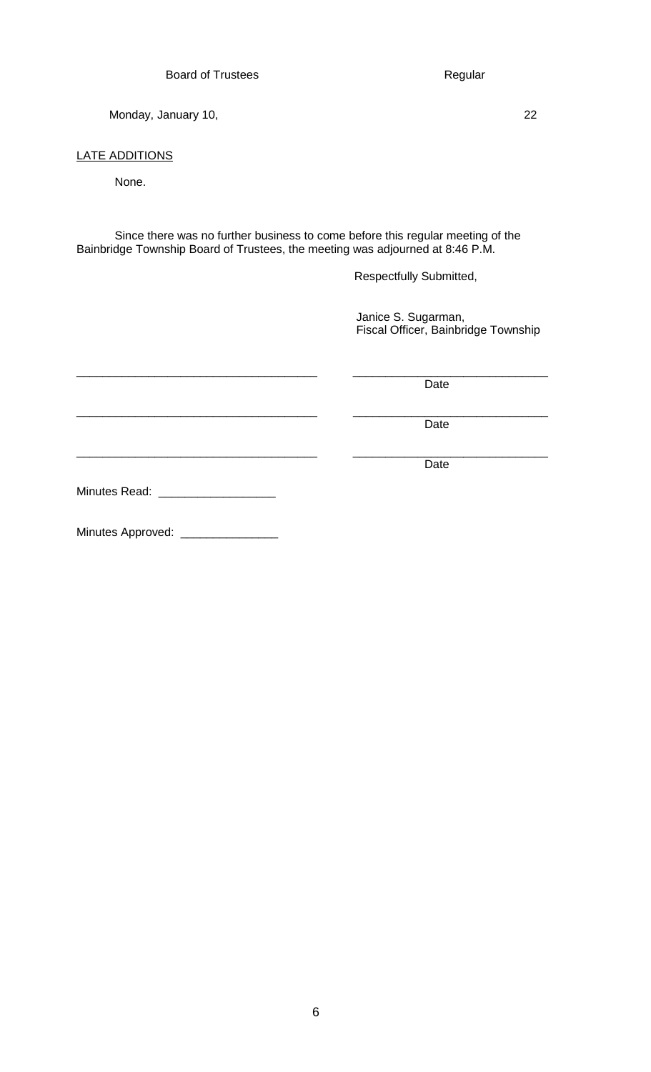## LATE ADDITIONS

None.

Since there was no further business to come before this regular meeting of the Bainbridge Township Board of Trustees, the meeting was adjourned at 8:46 P.M.

Respectfully Submitted,

Janice S. Sugarman,
Fiscal Officer, Bainbridge Township

_____________________________________ _____________________________
Date

_____________________________________ _____________________________
Date

_____________________________________ _____________________________
Date

Minutes Read: __________________

Minutes Approved: _______________